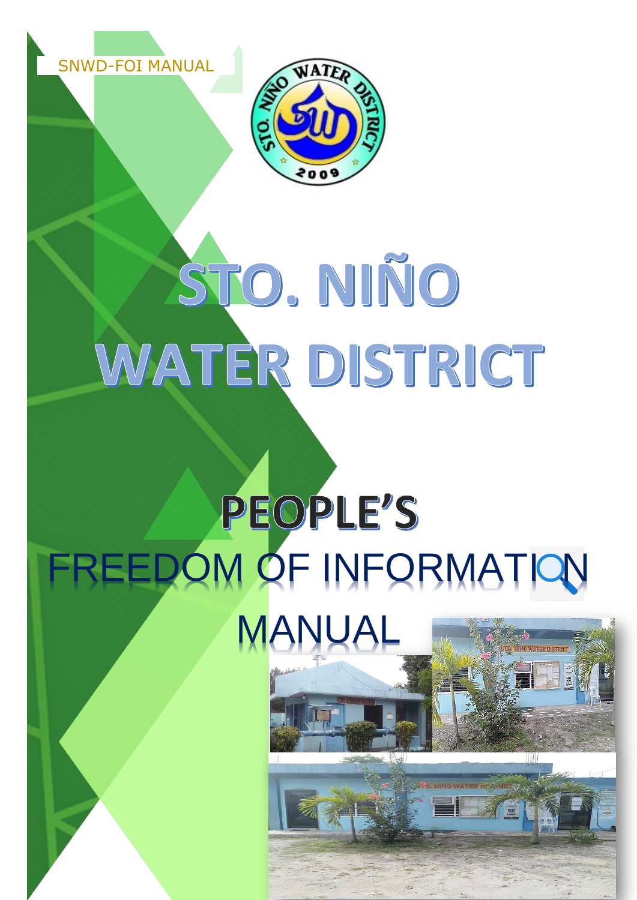SNWD-FOI MANUAL

# STO. NIÑO WATER DISTRICT

# PEOPLE'S FREEDOM OF INFORMATION MANUAL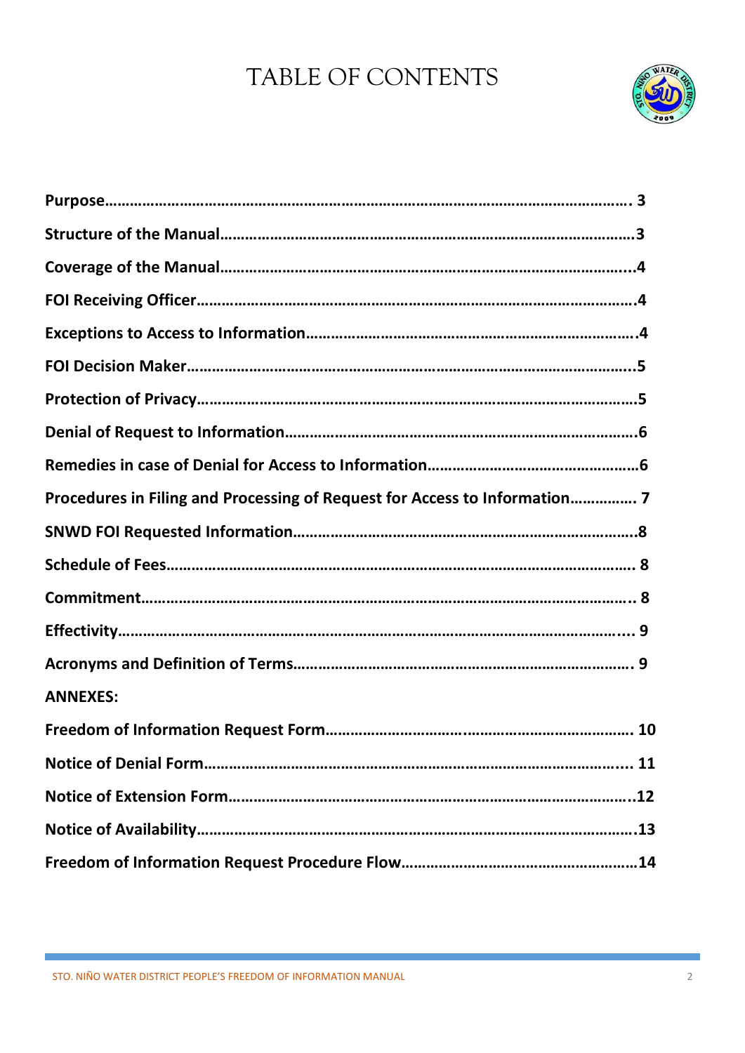# TABLE OF CONTENTS

| | |
|---|---|
| **Purpose** | **3** |
| **Structure of the Manual** | **3** |
| **Coverage of the Manual** | **4** |
| **FOI Receiving Officer** | **4** |
| **Exceptions to Access to Information** | **4** |
| **FOI Decision Maker** | **5** |
| **Protection of Privacy** | **5** |
| **Denial of Request to Information** | **6** |
| **Remedies in case of Denial for Access to Information** | **6** |
| **Procedures in Filing and Processing of Request for Access to Information** | **7** |
| **SNWD FOI Requested Information** | **8** |
| **Schedule of Fees** | **8** |
| **Commitment** | **8** |
| **Effectivity** | **9** |
| **Acronyms and Definition of Terms** | **9** |
| **ANNEXES:** | |
| **Freedom of Information Request Form** | **10** |
| **Notice of Denial Form** | **11** |
| **Notice of Extension Form** | **12** |
| **Notice of Availability** | **13** |
| **Freedom of Information Request Procedure Flow** | **14** |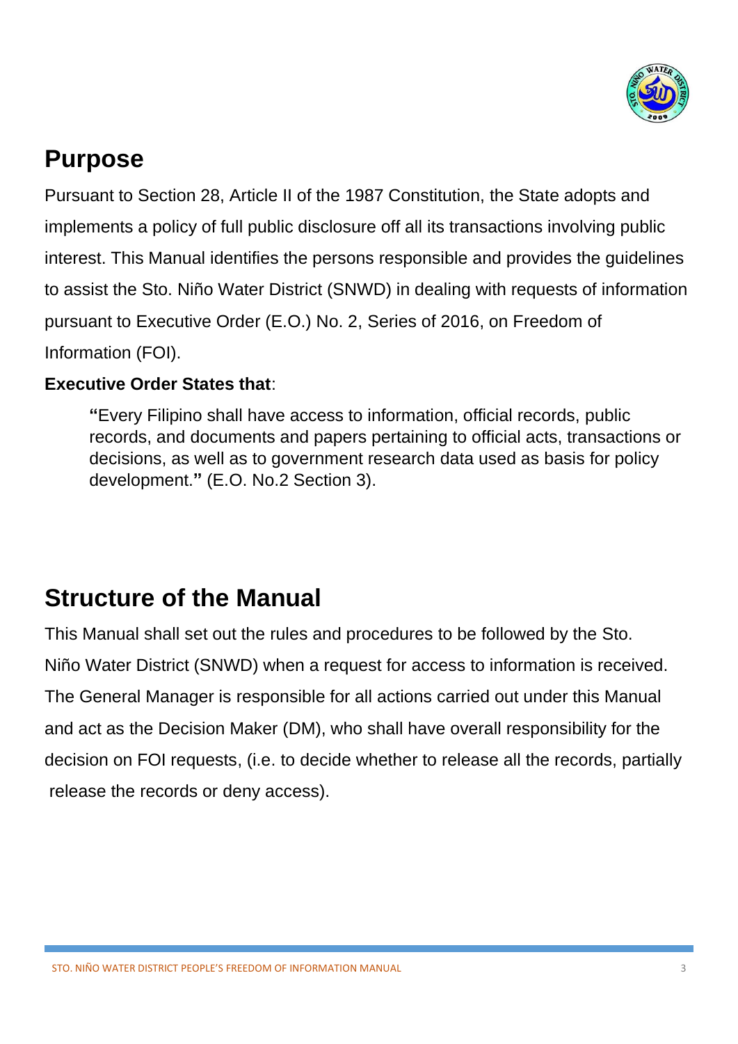## Purpose

Pursuant to Section 28, Article II of the 1987 Constitution, the State adopts and implements a policy of full public disclosure off all its transactions involving public interest. This Manual identifies the persons responsible and provides the guidelines to assist the Sto. Niño Water District (SNWD) in dealing with requests of information pursuant to Executive Order (E.O.) No. 2, Series of 2016, on Freedom of Information (FOI).

**Executive Order States that**:

> **"**Every Filipino shall have access to information, official records, public records, and documents and papers pertaining to official acts, transactions or decisions, as well as to government research data used as basis for policy development.**"** (E.O. No.2 Section 3).

## Structure of the Manual

This Manual shall set out the rules and procedures to be followed by the Sto. Niño Water District (SNWD) when a request for access to information is received. The General Manager is responsible for all actions carried out under this Manual and act as the Decision Maker (DM), who shall have overall responsibility for the decision on FOI requests, (i.e. to decide whether to release all the records, partially release the records or deny access).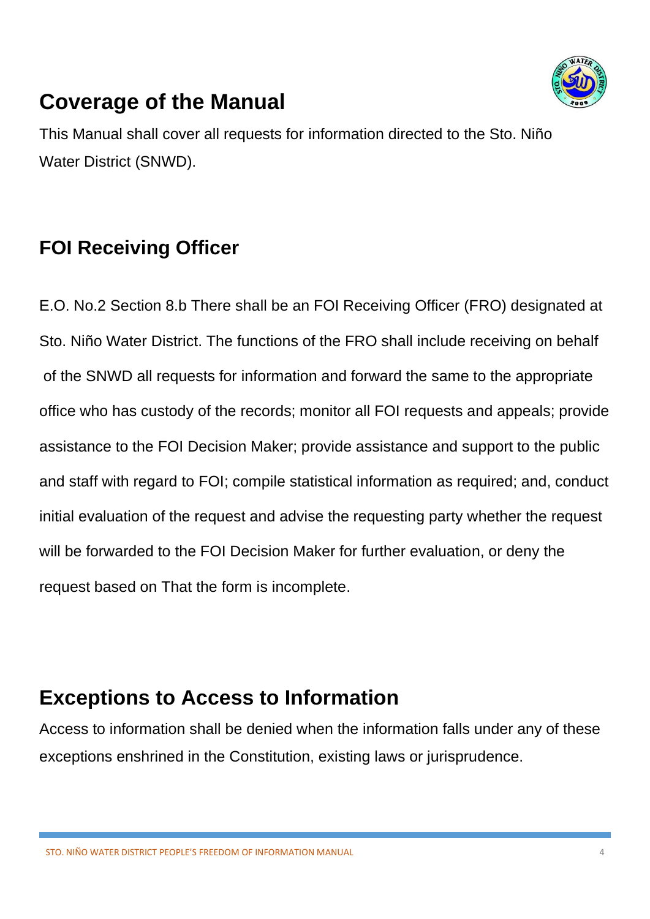## Coverage of the Manual

This Manual shall cover all requests for information directed to the Sto. Niño Water District (SNWD).

## FOI Receiving Officer

E.O. No.2 Section 8.b There shall be an FOI Receiving Officer (FRO) designated at Sto. Niño Water District. The functions of the FRO shall include receiving on behalf of the SNWD all requests for information and forward the same to the appropriate office who has custody of the records; monitor all FOI requests and appeals; provide assistance to the FOI Decision Maker; provide assistance and support to the public and staff with regard to FOI; compile statistical information as required; and, conduct initial evaluation of the request and advise the requesting party whether the request will be forwarded to the FOI Decision Maker for further evaluation, or deny the request based on That the form is incomplete.

## Exceptions to Access to Information

Access to information shall be denied when the information falls under any of these exceptions enshrined in the Constitution, existing laws or jurisprudence.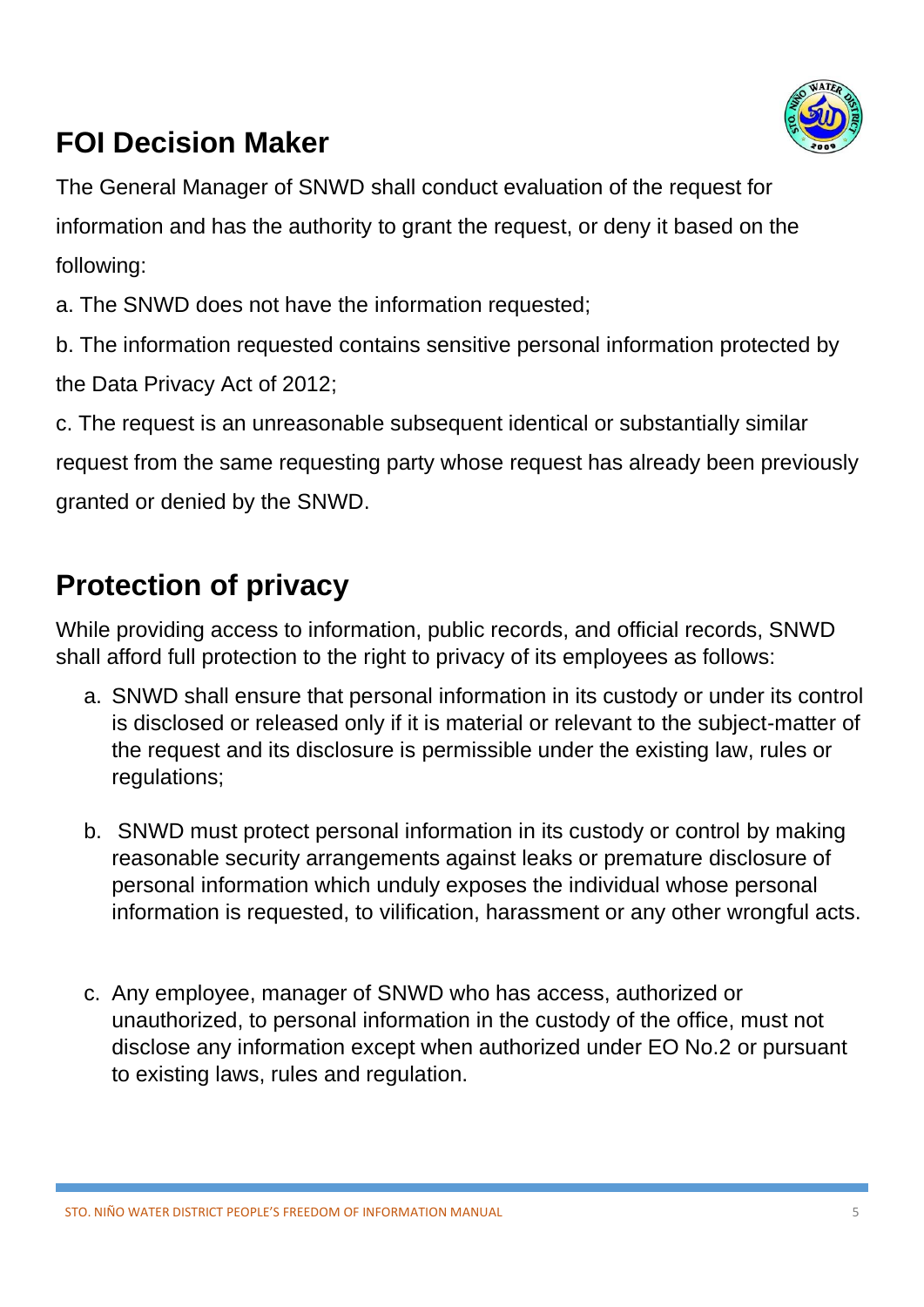## FOI Decision Maker

The General Manager of SNWD shall conduct evaluation of the request for information and has the authority to grant the request, or deny it based on the following:

a. The SNWD does not have the information requested;

b. The information requested contains sensitive personal information protected by the Data Privacy Act of 2012;

c. The request is an unreasonable subsequent identical or substantially similar request from the same requesting party whose request has already been previously granted or denied by the SNWD.

## Protection of privacy

While providing access to information, public records, and official records, SNWD shall afford full protection to the right to privacy of its employees as follows:

a. SNWD shall ensure that personal information in its custody or under its control is disclosed or released only if it is material or relevant to the subject-matter of the request and its disclosure is permissible under the existing law, rules or regulations;

b. SNWD must protect personal information in its custody or control by making reasonable security arrangements against leaks or premature disclosure of personal information which unduly exposes the individual whose personal information is requested, to vilification, harassment or any other wrongful acts.

c. Any employee, manager of SNWD who has access, authorized or unauthorized, to personal information in the custody of the office, must not disclose any information except when authorized under EO No.2 or pursuant to existing laws, rules and regulation.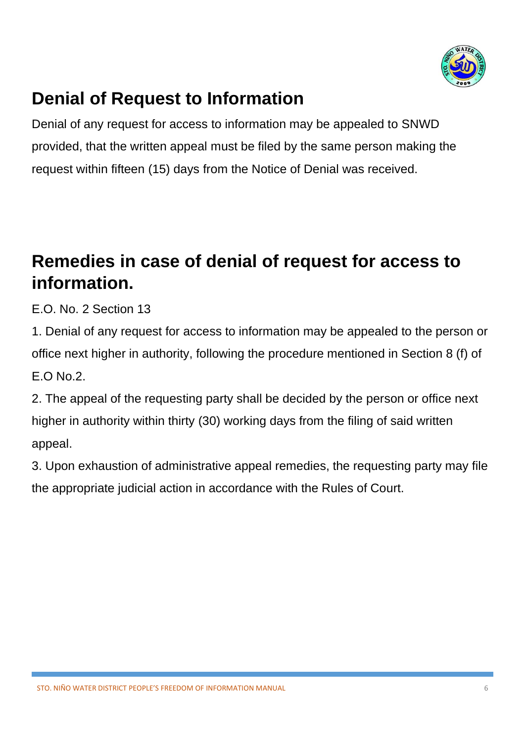## Denial of Request to Information

Denial of any request for access to information may be appealed to SNWD provided, that the written appeal must be filed by the same person making the request within fifteen (15) days from the Notice of Denial was received.

## Remedies in case of denial of request for access to information.

E.O. No. 2 Section 13

1. Denial of any request for access to information may be appealed to the person or office next higher in authority, following the procedure mentioned in Section 8 (f) of E.O No.2.
2. The appeal of the requesting party shall be decided by the person or office next higher in authority within thirty (30) working days from the filing of said written appeal.
3. Upon exhaustion of administrative appeal remedies, the requesting party may file the appropriate judicial action in accordance with the Rules of Court.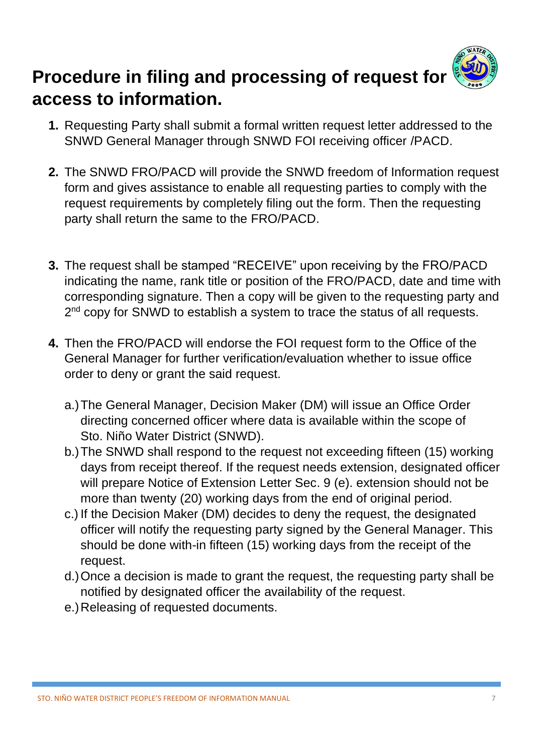# Procedure in filing and processing of request for access to information.

1. Requesting Party shall submit a formal written request letter addressed to the SNWD General Manager through SNWD FOI receiving officer /PACD.

2. The SNWD FRO/PACD will provide the SNWD freedom of Information request form and gives assistance to enable all requesting parties to comply with the request requirements by completely filing out the form. Then the requesting party shall return the same to the FRO/PACD.

3. The request shall be stamped "RECEIVE" upon receiving by the FRO/PACD indicating the name, rank title or position of the FRO/PACD, date and time with corresponding signature. Then a copy will be given to the requesting party and 2nd copy for SNWD to establish a system to trace the status of all requests.

4. Then the FRO/PACD will endorse the FOI request form to the Office of the General Manager for further verification/evaluation whether to issue office order to deny or grant the said request.

   a.) The General Manager, Decision Maker (DM) will issue an Office Order directing concerned officer where data is available within the scope of Sto. Niño Water District (SNWD).
   
   b.) The SNWD shall respond to the request not exceeding fifteen (15) working days from receipt thereof. If the request needs extension, designated officer will prepare Notice of Extension Letter Sec. 9 (e). extension should not be more than twenty (20) working days from the end of original period.
   
   c.) If the Decision Maker (DM) decides to deny the request, the designated officer will notify the requesting party signed by the General Manager. This should be done with-in fifteen (15) working days from the receipt of the request.
   
   d.) Once a decision is made to grant the request, the requesting party shall be notified by designated officer the availability of the request.
   
   e.) Releasing of requested documents.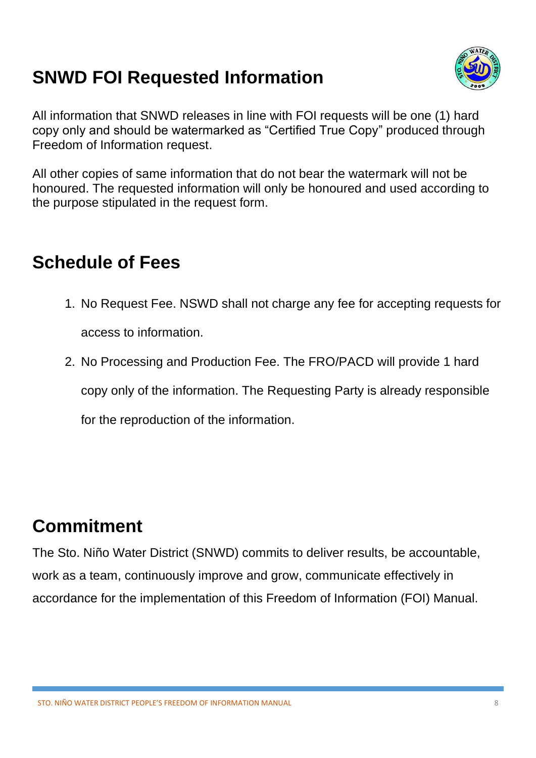## SNWD FOI Requested Information

All information that SNWD releases in line with FOI requests will be one (1) hard copy only and should be watermarked as "Certified True Copy" produced through Freedom of Information request.

All other copies of same information that do not bear the watermark will not be honoured. The requested information will only be honoured and used according to the purpose stipulated in the request form.

## Schedule of Fees

1. No Request Fee. NSWD shall not charge any fee for accepting requests for access to information.
2. No Processing and Production Fee. The FRO/PACD will provide 1 hard copy only of the information. The Requesting Party is already responsible for the reproduction of the information.

## Commitment

The Sto. Niño Water District (SNWD) commits to deliver results, be accountable, work as a team, continuously improve and grow, communicate effectively in accordance for the implementation of this Freedom of Information (FOI) Manual.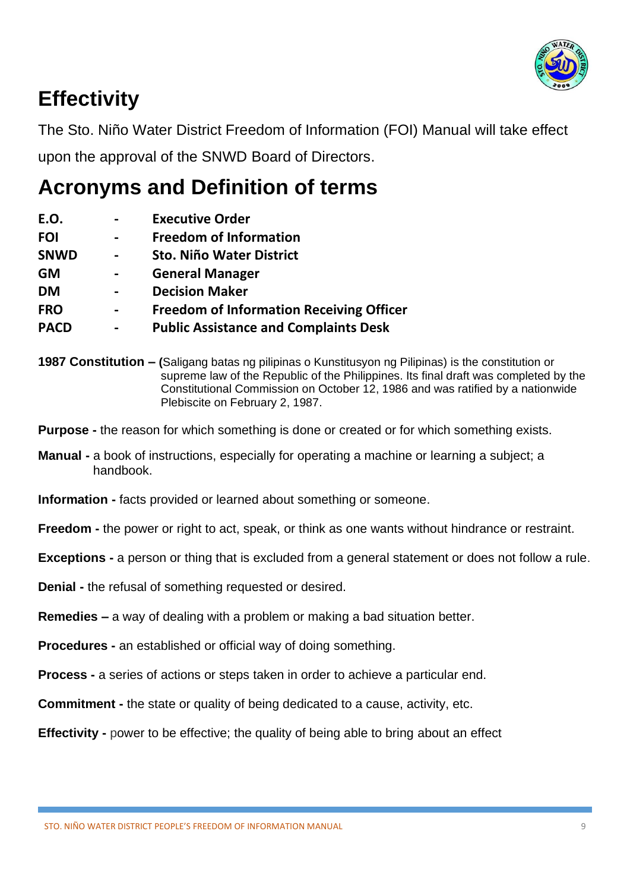# Effectivity

The Sto. Niño Water District Freedom of Information (FOI) Manual will take effect upon the approval of the SNWD Board of Directors.

# Acronyms and Definition of terms

| | | |
|---|---|---|
| **E.O.** | - | **Executive Order** |
| **FOI** | - | **Freedom of Information** |
| **SNWD** | - | **Sto. Niño Water District** |
| **GM** | - | **General Manager** |
| **DM** | - | **Decision Maker** |
| **FRO** | - | **Freedom of Information Receiving Officer** |
| **PACD** | - | **Public Assistance and Complaints Desk** |

**1987 Constitution – (**Saligang batas ng pilipinas o Kunstitusyon ng Pilipinas) is the constitution or supreme law of the Republic of the Philippines. Its final draft was completed by the Constitutional Commission on October 12, 1986 and was ratified by a nationwide Plebiscite on February 2, 1987.

**Purpose -** the reason for which something is done or created or for which something exists.

**Manual -** a book of instructions, especially for operating a machine or learning a subject; a handbook.

**Information -** facts provided or learned about something or someone.

**Freedom -** the power or right to act, speak, or think as one wants without hindrance or restraint.

**Exceptions -** a person or thing that is excluded from a general statement or does not follow a rule.

**Denial -** the refusal of something requested or desired.

**Remedies –** a way of dealing with a problem or making a bad situation better.

**Procedures -** an established or official way of doing something.

**Process -** a series of actions or steps taken in order to achieve a particular end.

**Commitment -** the state or quality of being dedicated to a cause, activity, etc.

**Effectivity -** power to be effective; the quality of being able to bring about an effect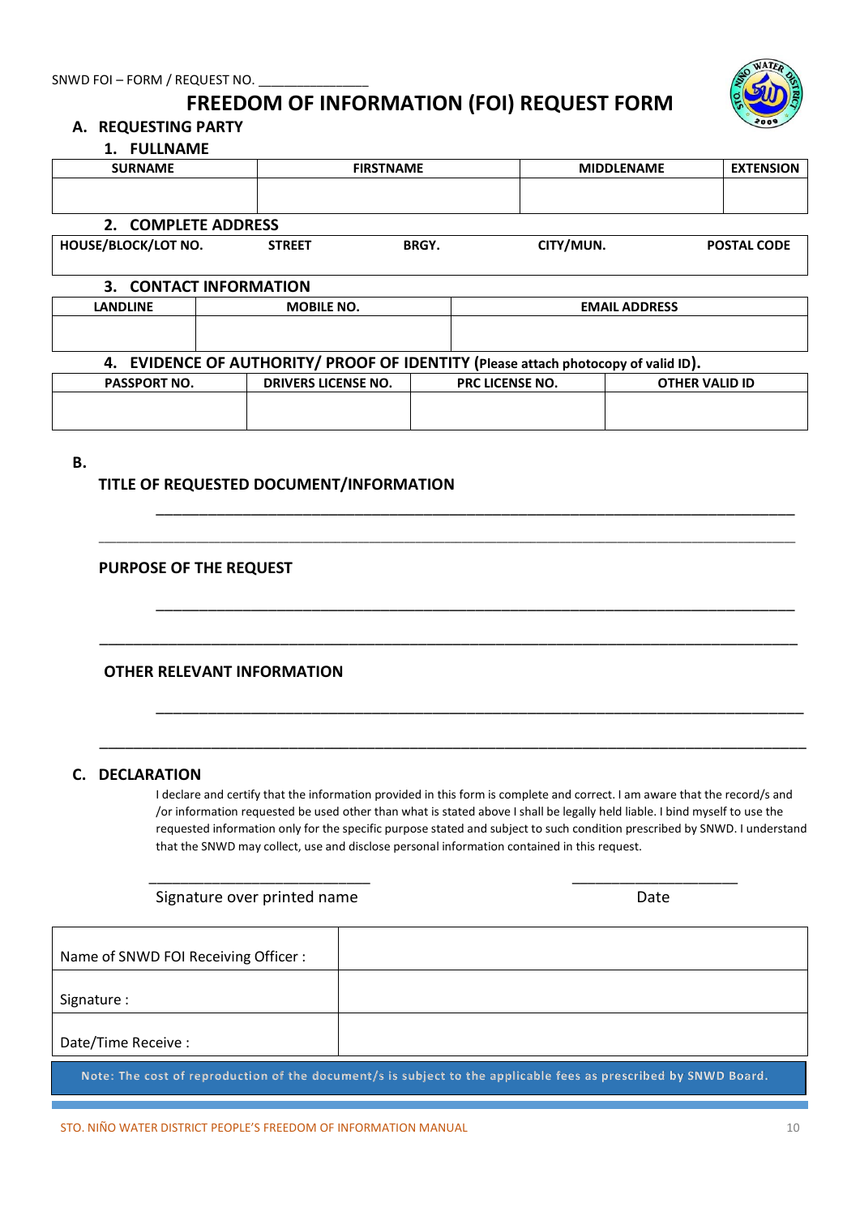SNWD FOI – FORM / REQUEST NO. _______________

# FREEDOM OF INFORMATION (FOI) REQUEST FORM

## A. REQUESTING PARTY

### 1. FULLNAME

| SURNAME | FIRSTNAME | MIDDLENAME | EXTENSION |
|---|---|---|---|
| | | | |

### 2. COMPLETE ADDRESS

| HOUSE/BLOCK/LOT NO. | STREET | BRGY. | CITY/MUN. | POSTAL CODE |
|---|---|---|---|---|
| | | | | |

### 3. CONTACT INFORMATION

| LANDLINE | MOBILE NO. | EMAIL ADDRESS |
|---|---|---|
| | | |

### 4. EVIDENCE OF AUTHORITY/ PROOF OF IDENTITY (Please attach photocopy of valid ID).

| PASSPORT NO. | DRIVERS LICENSE NO. | PRC LICENSE NO. | OTHER VALID ID |
|---|---|---|---|
| | | | |

## B.

**TITLE OF REQUESTED DOCUMENT/INFORMATION**

_______________________________________________________________________________

_______________________________________________________________________________

**PURPOSE OF THE REQUEST**

_______________________________________________________________________________

_______________________________________________________________________________

**OTHER RELEVANT INFORMATION**

_______________________________________________________________________________

_______________________________________________________________________________

## C. DECLARATION

I declare and certify that the information provided in this form is complete and correct. I am aware that the record/s and /or information requested be used other than what is stated above I shall be legally held liable. I bind myself to use the requested information only for the specific purpose stated and subject to such condition prescribed by SNWD. I understand that the SNWD may collect, use and disclose personal information contained in this request.

___________________________ Signature over printed name

____________________ Date

| Name of SNWD FOI Receiving Officer : | |
|---|---|
| Signature : | |
| Date/Time Receive : | |

Note: The cost of reproduction of the document/s is subject to the applicable fees as prescribed by SNWD Board.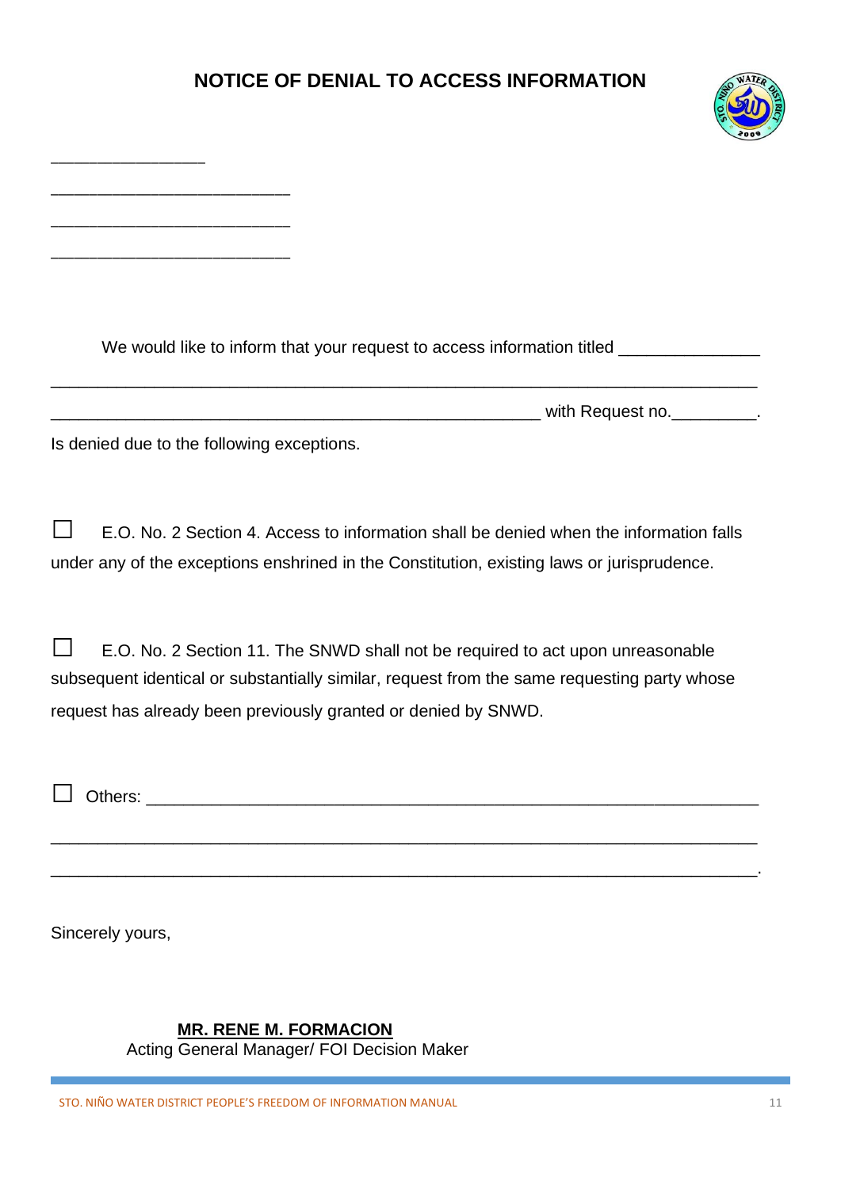# NOTICE OF DEFINIAL TO ACCESS INFORMATION

________________

_________________________

_________________________

_________________________

We would like to inform that your request to access information titled _______________

___________________________________________________________________________

____________________________________________________ with Request no._________.

Is denied due to the following exceptions.

☐ E.O. No. 2 Section 4. Access to information shall be denied when the information falls under any of the exceptions enshrined in the Constitution, existing laws or jurisprudence.

☐ E.O. No. 2 Section 11. The SNWD shall not be required to act upon unreasonable subsequent identical or substantially similar, request from the same requesting party whose request has already been previously granted or denied by SNWD.

☐ Others: _________________________________________________________________

___________________________________________________________________________

___________________________________________________________________________.

Sincerely yours,

**MR. RENE M. FORMACION**
Acting General Manager/ FOI Decision Maker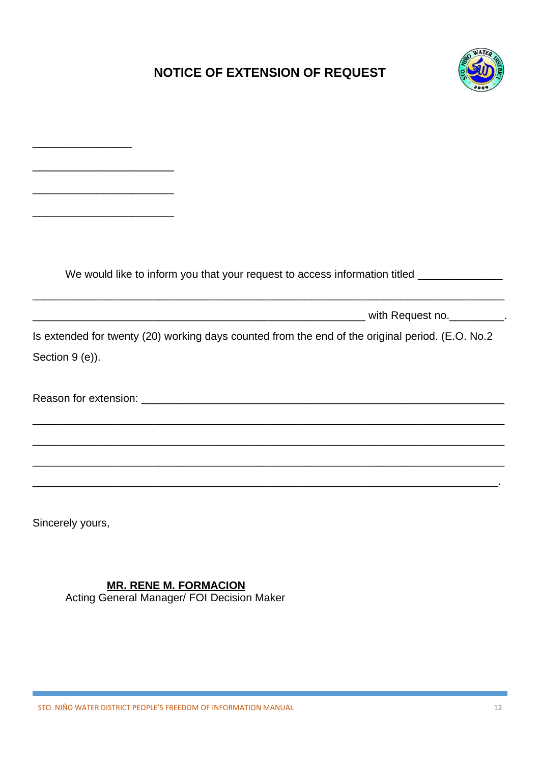# NOTICE OF EXTENSION OF REQUEST

_______________

_____________________

_____________________

_____________________

We would like to inform you that your request to access information titled _____________ ______________________________________________________________________ __________________________________________________ with Request no._________.

Is extended for twenty (20) working days counted from the end of the original period. (E.O. No.2 Section 9 (e)).

Reason for extension: ________________________________________________________ ______________________________________________________________________ ______________________________________________________________________ ______________________________________________________________________ _____________________________________________________________________.

Sincerely yours,

**MR. RENE M. FORMACION**
Acting General Manager/ FOI Decision Maker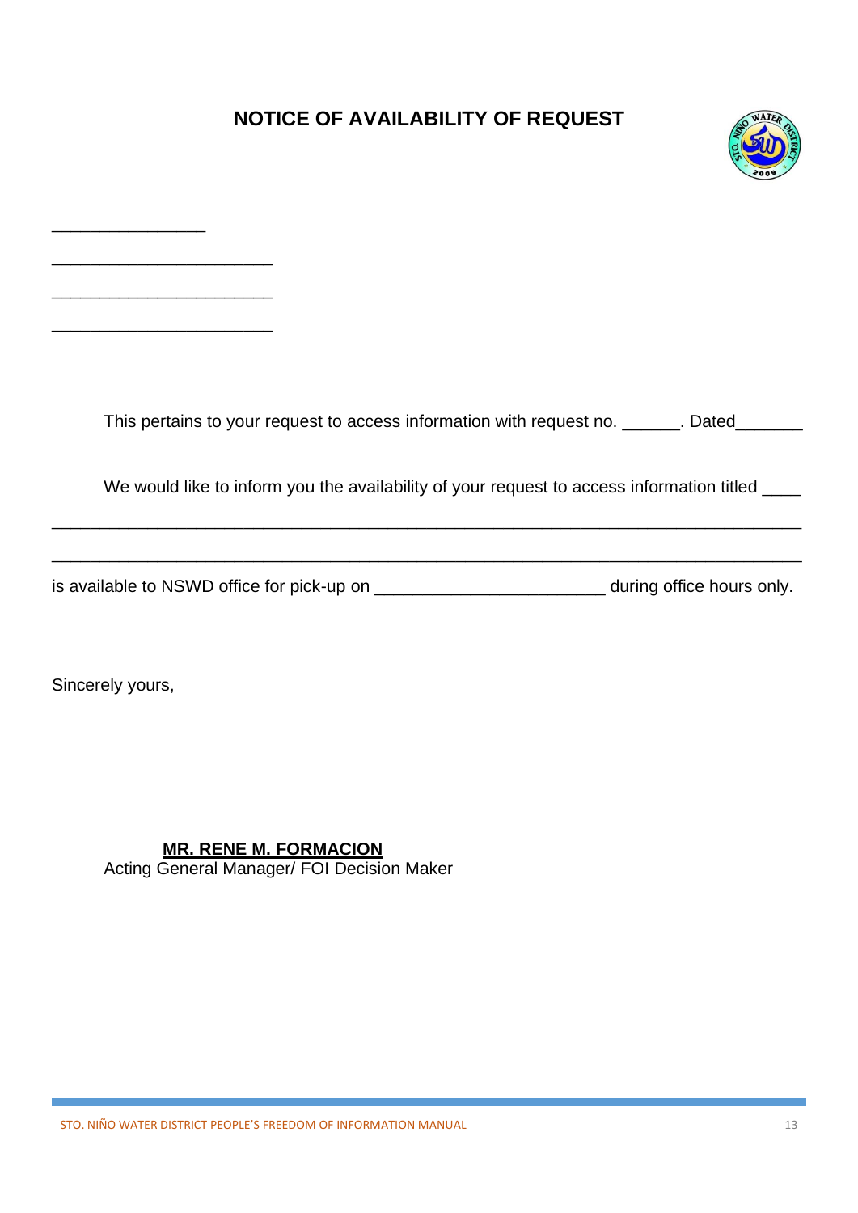# NOTICE OF AVAILABILITY OF REQUEST

________________

_______________________

_______________________

_______________________

This pertains to your request to access information with request no. ______. Dated_______

We would like to inform you the availability of your request to access information titled ____

_______________________________________________________________________________

_______________________________________________________________________________

is available to NSWD office for pick-up on ________________________ during office hours only.

Sincerely yours,

**MR. RENE M. FORMACION**
Acting General Manager/ FOI Decision Maker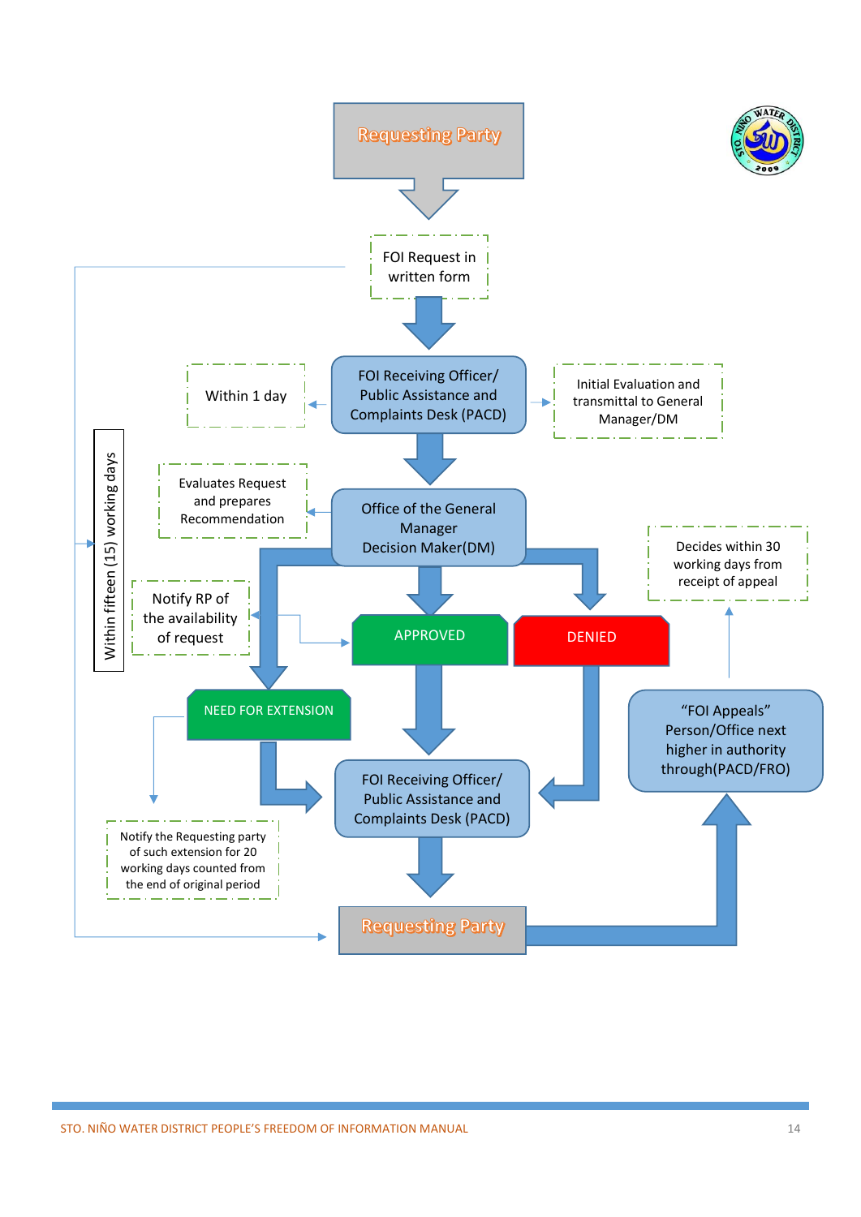Requesting Party

FOI Request in written form

Within 1 day

FOI Receiving Officer/ Public Assistance and Complaints Desk (PACD)

Initial Evaluation and transmittal to General Manager/DM

Within fifteen (15) working days

Evaluates Request and prepares Recommendation

Office of the General Manager Decision Maker(DM)

Decides within 30 working days from receipt of appeal

Notify RP of the availability of request

APPROVED

DENIED

NEED FOR EXTENSION

"FOI Appeals" Person/Office next higher in authority through(PACD/FRO)

FOI Receiving Officer/ Public Assistance and Complaints Desk (PACD)

Notify the Requesting party of such extension for 20 working days counted from the end of original period

Requesting Party